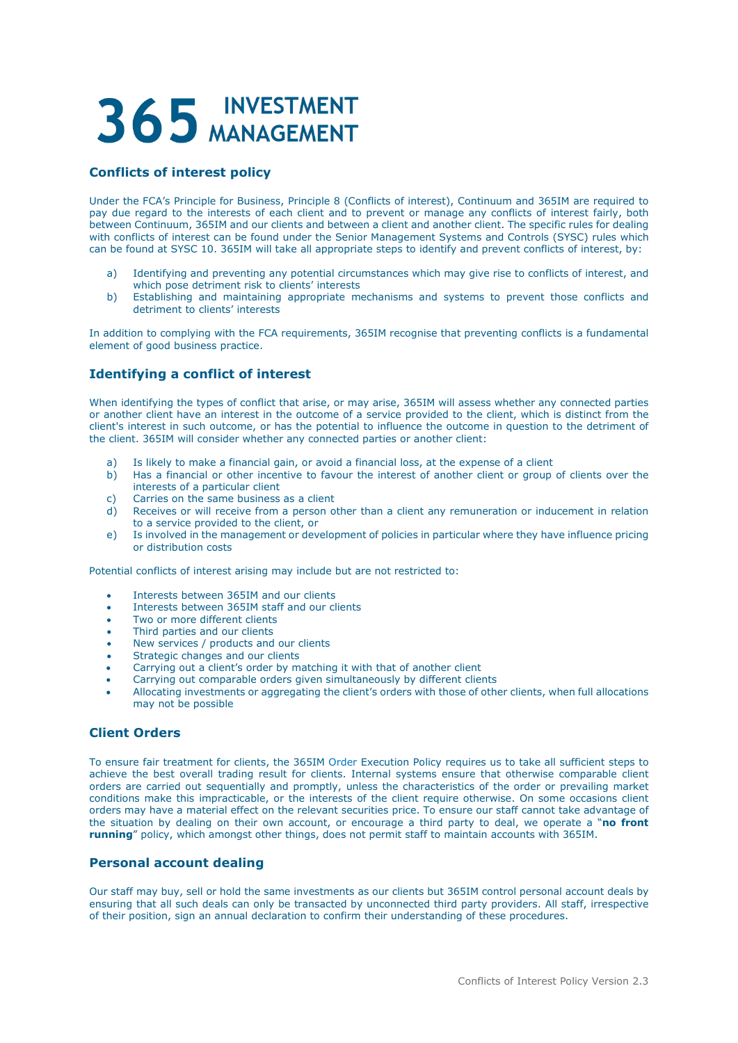# 365 INVESTMENT MANAGEMENT

## Conflicts of interest policy

Under the FCA's Principle for Business, Principle 8 (Conflicts of interest), Continuum and 365IM are required to pay due regard to the interests of each client and to prevent or manage any conflicts of interest fairly, both between Continuum, 365IM and our clients and between a client and another client. The specific rules for dealing with conflicts of interest can be found under the Senior Management Systems and Controls (SYSC) rules which can be found at SYSC 10. 365IM will take all appropriate steps to identify and prevent conflicts of interest, by:

a) Identifying and preventing any potential circumstances which may give rise to conflicts of interest, and which pose detriment risk to clients' interests
b) Establishing and maintaining appropriate mechanisms and systems to prevent those conflicts and detriment to clients' interests

In addition to complying with the FCA requirements, 365IM recognise that preventing conflicts is a fundamental element of good business practice.

## Identifying a conflict of interest

When identifying the types of conflict that arise, or may arise, 365IM will assess whether any connected parties or another client have an interest in the outcome of a service provided to the client, which is distinct from the client's interest in such outcome, or has the potential to influence the outcome in question to the detriment of the client. 365IM will consider whether any connected parties or another client:

a) Is likely to make a financial gain, or avoid a financial loss, at the expense of a client
b) Has a financial or other incentive to favour the interest of another client or group of clients over the interests of a particular client
c) Carries on the same business as a client
d) Receives or will receive from a person other than a client any remuneration or inducement in relation to a service provided to the client, or
e) Is involved in the management or development of policies in particular where they have influence pricing or distribution costs

Potential conflicts of interest arising may include but are not restricted to:

- Interests between 365IM and our clients
- Interests between 365IM staff and our clients
- Two or more different clients
- Third parties and our clients
- New services / products and our clients
- Strategic changes and our clients
- Carrying out a client's order by matching it with that of another client
- Carrying out comparable orders given simultaneously by different clients
- Allocating investments or aggregating the client's orders with those of other clients, when full allocations may not be possible

## Client Orders

To ensure fair treatment for clients, the 365IM Order Execution Policy requires us to take all sufficient steps to achieve the best overall trading result for clients. Internal systems ensure that otherwise comparable client orders are carried out sequentially and promptly, unless the characteristics of the order or prevailing market conditions make this impracticable, or the interests of the client require otherwise. On some occasions client orders may have a material effect on the relevant securities price. To ensure our staff cannot take advantage of the situation by dealing on their own account, or encourage a third party to deal, we operate a "**no front running**" policy, which amongst other things, does not permit staff to maintain accounts with 365IM.

## Personal account dealing

Our staff may buy, sell or hold the same investments as our clients but 365IM control personal account deals by ensuring that all such deals can only be transacted by unconnected third party providers. All staff, irrespective of their position, sign an annual declaration to confirm their understanding of these procedures.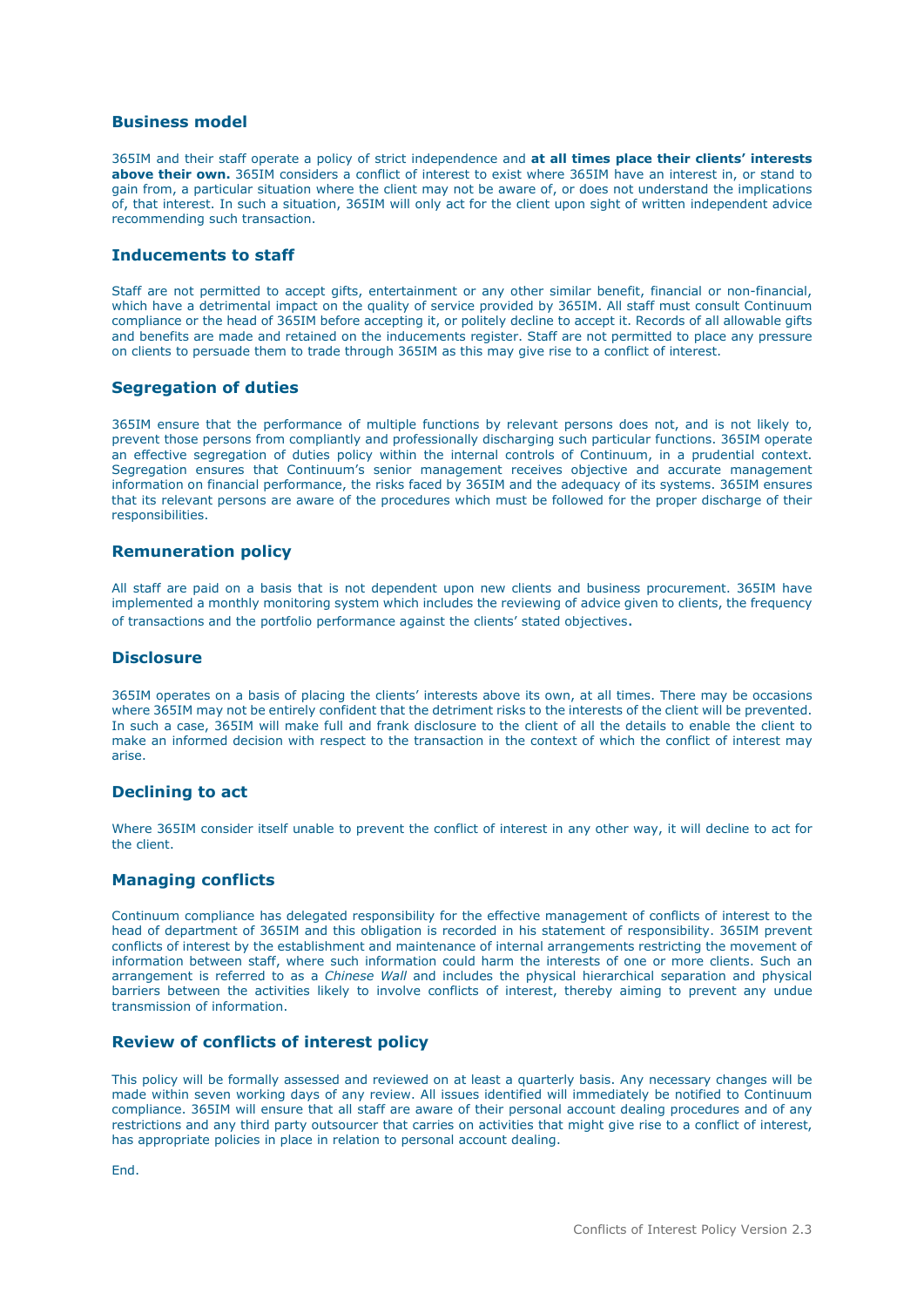## Business model

365IM and their staff operate a policy of strict independence and **at all times place their clients' interests above their own.** 365IM considers a conflict of interest to exist where 365IM have an interest in, or stand to gain from, a particular situation where the client may not be aware of, or does not understand the implications of, that interest. In such a situation, 365IM will only act for the client upon sight of written independent advice recommending such transaction.

## Inducements to staff

Staff are not permitted to accept gifts, entertainment or any other similar benefit, financial or non-financial, which have a detrimental impact on the quality of service provided by 365IM. All staff must consult Continuum compliance or the head of 365IM before accepting it, or politely decline to accept it. Records of all allowable gifts and benefits are made and retained on the inducements register. Staff are not permitted to place any pressure on clients to persuade them to trade through 365IM as this may give rise to a conflict of interest.

## Segregation of duties

365IM ensure that the performance of multiple functions by relevant persons does not, and is not likely to, prevent those persons from compliantly and professionally discharging such particular functions. 365IM operate an effective segregation of duties policy within the internal controls of Continuum, in a prudential context. Segregation ensures that Continuum's senior management receives objective and accurate management information on financial performance, the risks faced by 365IM and the adequacy of its systems. 365IM ensures that its relevant persons are aware of the procedures which must be followed for the proper discharge of their responsibilities.

## Remuneration policy

All staff are paid on a basis that is not dependent upon new clients and business procurement. 365IM have implemented a monthly monitoring system which includes the reviewing of advice given to clients, the frequency of transactions and the portfolio performance against the clients' stated objectives.

## Disclosure

365IM operates on a basis of placing the clients' interests above its own, at all times. There may be occasions where 365IM may not be entirely confident that the detriment risks to the interests of the client will be prevented. In such a case, 365IM will make full and frank disclosure to the client of all the details to enable the client to make an informed decision with respect to the transaction in the context of which the conflict of interest may arise.

## Declining to act

Where 365IM consider itself unable to prevent the conflict of interest in any other way, it will decline to act for the client.

## Managing conflicts

Continuum compliance has delegated responsibility for the effective management of conflicts of interest to the head of department of 365IM and this obligation is recorded in his statement of responsibility. 365IM prevent conflicts of interest by the establishment and maintenance of internal arrangements restricting the movement of information between staff, where such information could harm the interests of one or more clients. Such an arrangement is referred to as a *Chinese Wall* and includes the physical hierarchical separation and physical barriers between the activities likely to involve conflicts of interest, thereby aiming to prevent any undue transmission of information.

## Review of conflicts of interest policy

This policy will be formally assessed and reviewed on at least a quarterly basis. Any necessary changes will be made within seven working days of any review. All issues identified will immediately be notified to Continuum compliance. 365IM will ensure that all staff are aware of their personal account dealing procedures and of any restrictions and any third party outsourcer that carries on activities that might give rise to a conflict of interest, has appropriate policies in place in relation to personal account dealing.

End.

Conflicts of Interest Policy Version 2.3